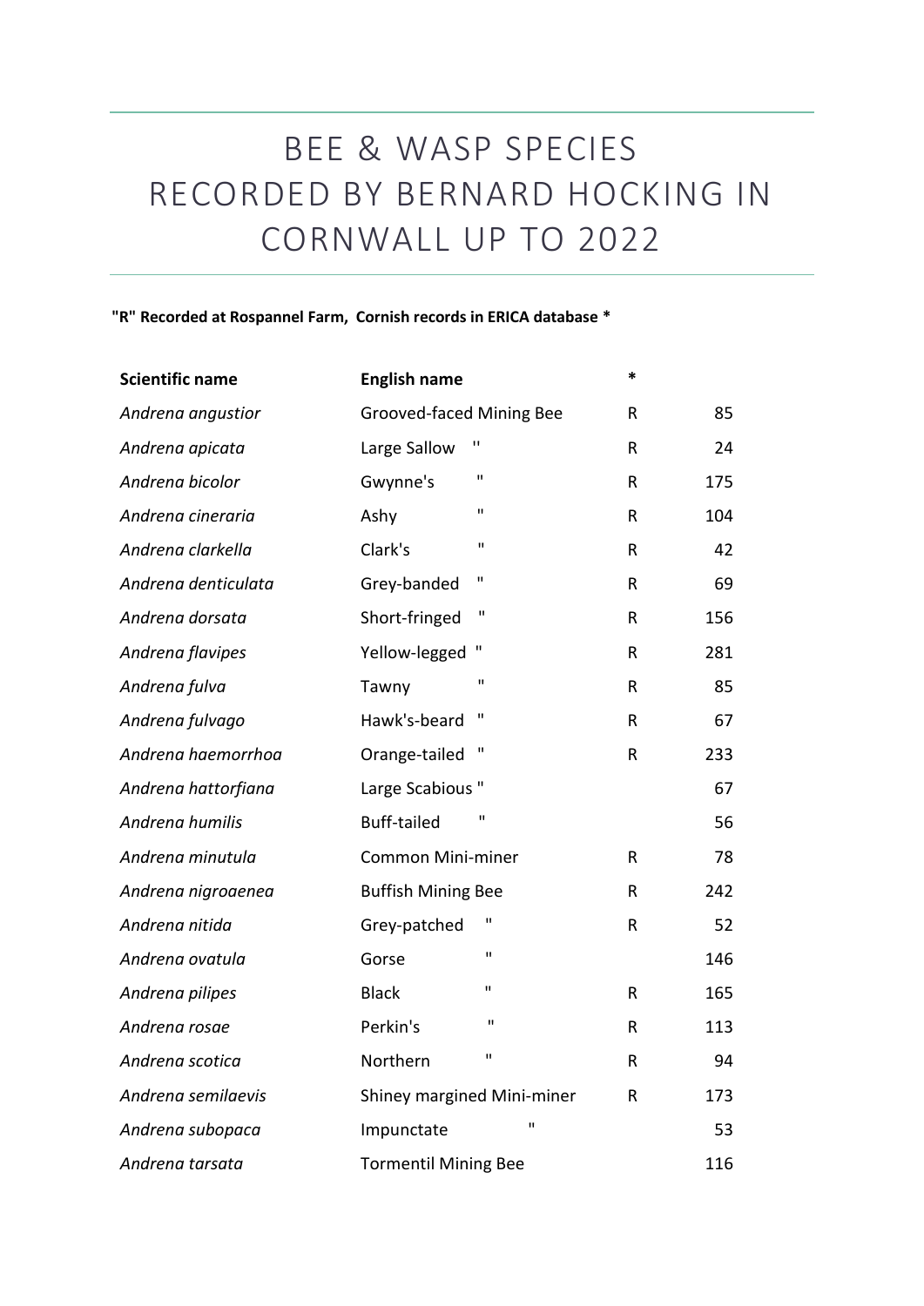# BEE & WASP SPECIES RECORDED BY BERNARD HOCKING IN CORNWALL UP TO 2022

**"R" Recorded at Rospannel Farm, Cornish records in ERICA database ***

| Scientific name | English name | * | |
|---|---|---|---|
| *Andrena angustior* | Grooved-faced Mining Bee | R | 85 |
| *Andrena apicata* | Large Sallow " | R | 24 |
| *Andrena bicolor* | Gwynne's " | R | 175 |
| *Andrena cineraria* | Ashy " | R | 104 |
| *Andrena clarkella* | Clark's " | R | 42 |
| *Andrena denticulata* | Grey-banded " | R | 69 |
| *Andrena dorsata* | Short-fringed " | R | 156 |
| *Andrena flavipes* | Yellow-legged " | R | 281 |
| *Andrena fulva* | Tawny " | R | 85 |
| *Andrena fulvago* | Hawk's-beard " | R | 67 |
| *Andrena haemorrhoa* | Orange-tailed " | R | 233 |
| *Andrena hattorfiana* | Large Scabious " | | 67 |
| *Andrena humilis* | Buff-tailed " | | 56 |
| *Andrena minutula* | Common Mini-miner | R | 78 |
| *Andrena nigroaenea* | Buffish Mining Bee | R | 242 |
| *Andrena nitida* | Grey-patched " | R | 52 |
| *Andrena ovatula* | Gorse " | | 146 |
| *Andrena pilipes* | Black " | R | 165 |
| *Andrena rosae* | Perkin's " | R | 113 |
| *Andrena scotica* | Northern " | R | 94 |
| *Andrena semilaevis* | Shiney margined Mini-miner | R | 173 |
| *Andrena subopaca* | Impunctate " | | 53 |
| *Andrena tarsata* | Tormentil Mining Bee | | 116 |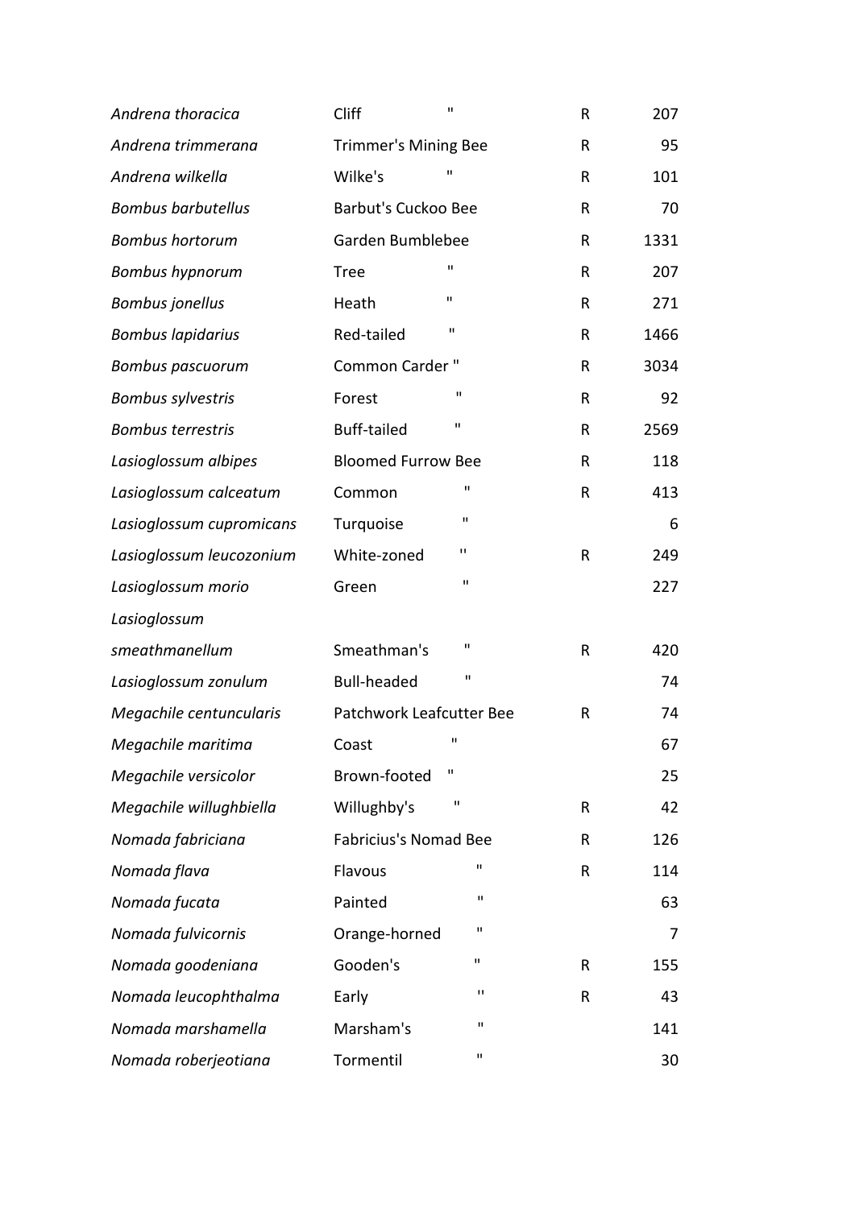| | | | |
|---|---|---|---|
| *Andrena thoracica* | Cliff " | R | 207 |
| *Andrena trimmerana* | Trimmer's Mining Bee | R | 95 |
| *Andrena wilkella* | Wilke's " | R | 101 |
| *Bombus barbutellus* | Barbut's Cuckoo Bee | R | 70 |
| *Bombus hortorum* | Garden Bumblebee | R | 1331 |
| *Bombus hypnorum* | Tree " | R | 207 |
| *Bombus jonellus* | Heath " | R | 271 |
| *Bombus lapidarius* | Red-tailed " | R | 1466 |
| *Bombus pascuorum* | Common Carder " | R | 3034 |
| *Bombus sylvestris* | Forest " | R | 92 |
| *Bombus terrestris* | Buff-tailed " | R | 2569 |
| *Lasioglossum albipes* | Bloomed Furrow Bee | R | 118 |
| *Lasioglossum calceatum* | Common " | R | 413 |
| *Lasioglossum cupromicans* | Turquoise " | | 6 |
| *Lasioglossum leucozonium* | White-zoned " | R | 249 |
| *Lasioglossum morio* | Green " | | 227 |
| *Lasioglossum smeathmanellum* | Smeathman's " | R | 420 |
| *Lasioglossum zonulum* | Bull-headed " | | 74 |
| *Megachile centuncularis* | Patchwork Leafcutter Bee | R | 74 |
| *Megachile maritima* | Coast " | | 67 |
| *Megachile versicolor* | Brown-footed " | | 25 |
| *Megachile willughbiella* | Willughby's " | R | 42 |
| *Nomada fabriciana* | Fabricius's Nomad Bee | R | 126 |
| *Nomada flava* | Flavous " | R | 114 |
| *Nomada fucata* | Painted " | | 63 |
| *Nomada fulvicornis* | Orange-horned " | | 7 |
| *Nomada goodeniana* | Gooden's " | R | 155 |
| *Nomada leucophthalma* | Early " | R | 43 |
| *Nomada marshamella* | Marsham's " | | 141 |
| *Nomada roberjeotiana* | Tormentil " | | 30 |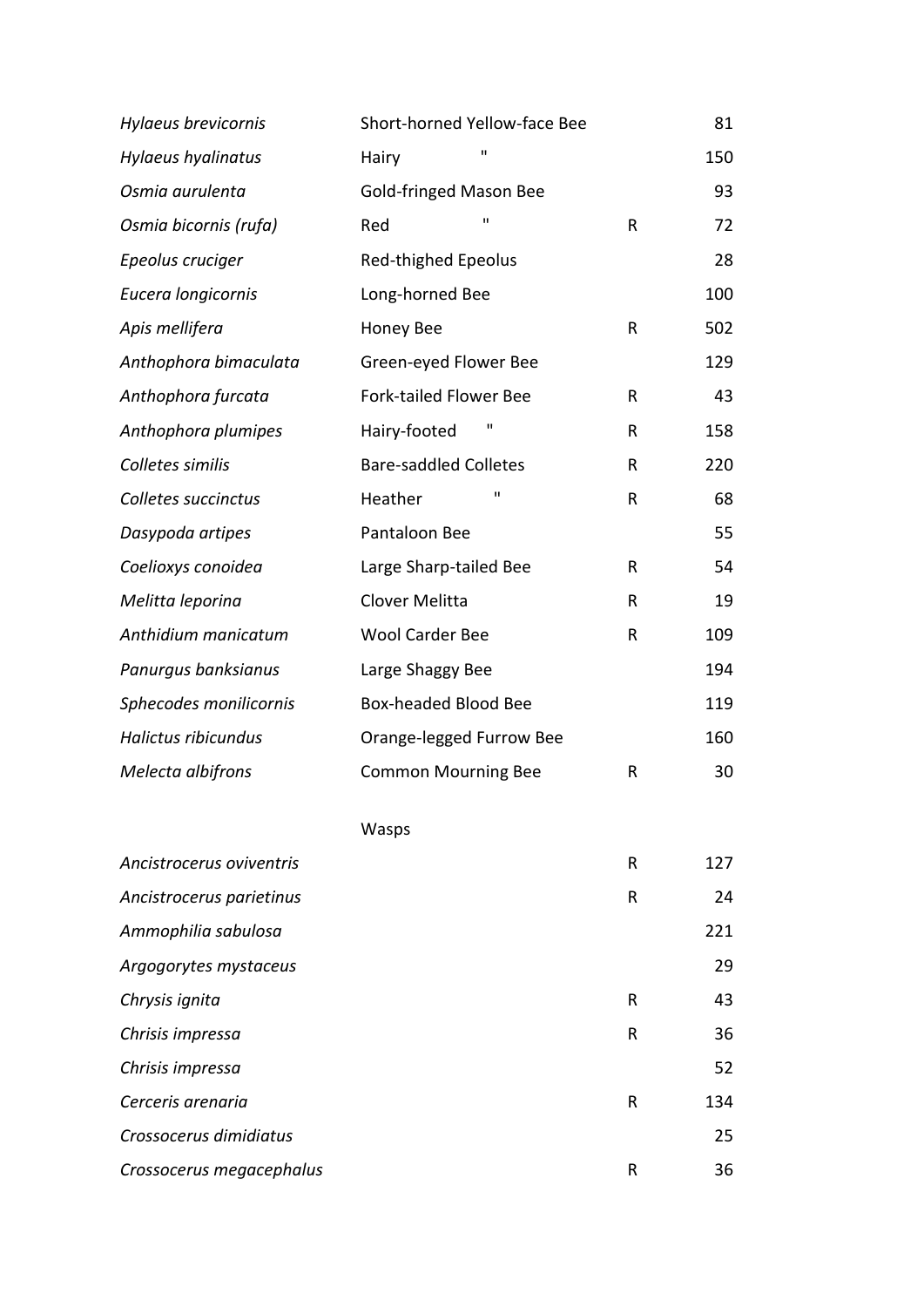| | | | |
|---|---|---|---|
| *Hylaeus brevicornis* | Short-horned Yellow-face Bee | | 81 |
| *Hylaeus hyalinatus* | Hairy " | | 150 |
| *Osmia aurulenta* | Gold-fringed Mason Bee | | 93 |
| *Osmia bicornis (rufa)* | Red " | R | 72 |
| *Epeolus cruciger* | Red-thighed Epeolus | | 28 |
| *Eucera longicornis* | Long-horned Bee | | 100 |
| *Apis mellifera* | Honey Bee | R | 502 |
| *Anthophora bimaculata* | Green-eyed Flower Bee | | 129 |
| *Anthophora furcata* | Fork-tailed Flower Bee | R | 43 |
| *Anthophora plumipes* | Hairy-footed " | R | 158 |
| *Colletes similis* | Bare-saddled Colletes | R | 220 |
| *Colletes succinctus* | Heather " | R | 68 |
| *Dasypoda artipes* | Pantaloon Bee | | 55 |
| *Coelioxys conoidea* | Large Sharp-tailed Bee | R | 54 |
| *Melitta leporina* | Clover Melitta | R | 19 |
| *Anthidium manicatum* | Wool Carder Bee | R | 109 |
| *Panurgus banksianus* | Large Shaggy Bee | | 194 |
| *Sphecodes monilicornis* | Box-headed Blood Bee | | 119 |
| *Halictus ribicundus* | Orange-legged Furrow Bee | | 160 |
| *Melecta albifrons* | Common Mourning Bee | R | 30 |
| | Wasps | | |
| *Ancistrocerus oviventris* | | R | 127 |
| *Ancistrocerus parietinus* | | R | 24 |
| *Ammophilia sabulosa* | | | 221 |
| *Argogorytes mystaceus* | | | 29 |
| *Chrysis ignita* | | R | 43 |
| *Chrisis impressa* | | R | 36 |
| *Chrisis impressa* | | | 52 |
| *Cerceris arenaria* | | R | 134 |
| *Crossocerus dimidiatus* | | | 25 |
| *Crossocerus megacephalus* | | R | 36 |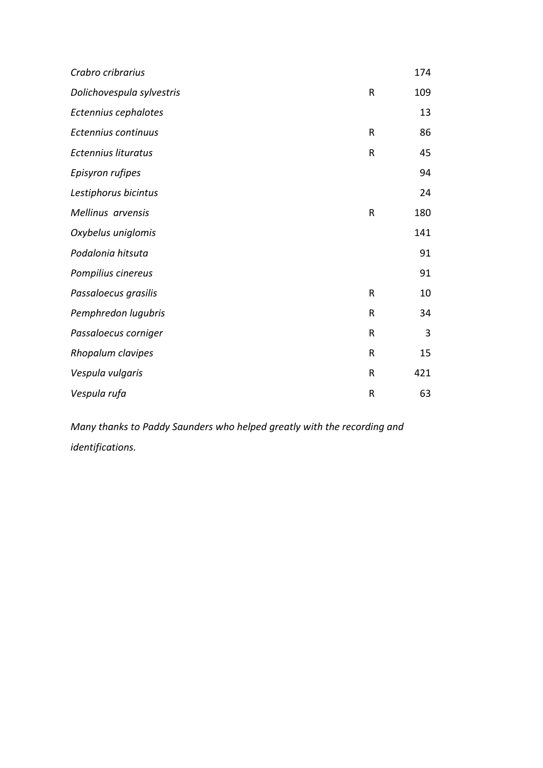| | | |
|---|---|---|
| *Crabro cribrarius* | | 174 |
| *Dolichovespula sylvestris* | R | 109 |
| *Ectennius cephalotes* | | 13 |
| *Ectennius continuus* | R | 86 |
| *Ectennius lituratus* | R | 45 |
| *Episyron rufipes* | | 94 |
| *Lestiphorus bicintus* | | 24 |
| *Mellinus  arvensis* | R | 180 |
| *Oxybelus uniglomis* | | 141 |
| *Podalonia hitsuta* | | 91 |
| *Pompilius cinereus* | | 91 |
| *Passaloecus grasilis* | R | 10 |
| *Pemphredon lugubris* | R | 34 |
| *Passaloecus corniger* | R | 3 |
| *Rhopalum clavipes* | R | 15 |
| *Vespula vulgaris* | R | 421 |
| *Vespula rufa* | R | 63 |

*Many thanks to Paddy Saunders who helped greatly with the recording and identifications.*